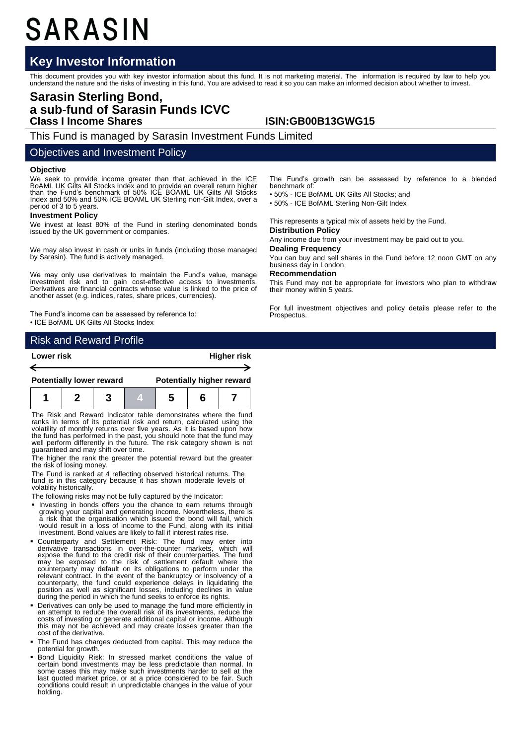# SARASIN

## Key Investor Information

This document provides you with key investor information about this fund. It is not marketing material. The information is required by law to help you understand the nature and the risks of investing in this fund. You are advised to read it so you can make an informed decision about whether to invest.

## Sarasin Sterling Bond, a sub-fund of Sarasin Funds ICVC

**Class I Income Shares** **ISIN:GB00B13GWG15**

This Fund is managed by Sarasin Investment Funds Limited

## Objectives and Investment Policy

### Objective

We seek to provide income greater than that achieved in the ICE BoAML UK Gilts All Stocks Index and to provide an overall return higher than the Fund's benchmark of 50% ICE BOAML UK Gilts All Stocks Index and 50% and 50% ICE BOAML UK Sterling non-Gilt Index, over a period of 3 to 5 years.

### Investment Policy

We invest at least 80% of the Fund in sterling denominated bonds issued by the UK government or companies.

We may also invest in cash or units in funds (including those managed by Sarasin). The fund is actively managed.

We may only use derivatives to maintain the Fund's value, manage investment risk and to gain cost-effective access to investments. Derivatives are financial contracts whose value is linked to the price of another asset (e.g. indices, rates, share prices, currencies).

The Fund's income can be assessed by reference to:

- ICE BofAML UK Gilts All Stocks Index

The Fund's growth can be assessed by reference to a blended benchmark of:

- 50% - ICE BofAML UK Gilts All Stocks; and
- 50% - ICE BofAML Sterling Non-Gilt Index

This represents a typical mix of assets held by the Fund.

### Distribution Policy

Any income due from your investment may be paid out to you.

### Dealing Frequency

You can buy and sell shares in the Fund before 12 noon GMT on any business day in London.

### Recommendation

This Fund may not be appropriate for investors who plan to withdraw their money within 5 years.

For full investment objectives and policy details please refer to the Prospectus.

## Risk and Reward Profile

| Lower risk | | | | | | Higher risk |
|---|---|---|---|---|---|---|
| Potentially lower reward | | | | | | Potentially higher reward |
| 1 | 2 | 3 | **4** | 5 | 6 | 7 |

The Risk and Reward Indicator table demonstrates where the fund ranks in terms of its potential risk and return, calculated using the volatility of monthly returns over five years. As it is based upon how the fund has performed in the past, you should note that the fund may well perform differently in the future. The risk category shown is not guaranteed and may shift over time.

The higher the rank the greater the potential reward but the greater the risk of losing money.

The Fund is ranked at 4 reflecting observed historical returns. The fund is in this category because it has shown moderate levels of volatility historically.

The following risks may not be fully captured by the Indicator:

- Investing in bonds offers you the chance to earn returns through growing your capital and generating income. Nevertheless, there is a risk that the organisation which issued the bond will fail, which would result in a loss of income to the Fund, along with its initial investment. Bond values are likely to fall if interest rates rise.
- Counterparty and Settlement Risk: The fund may enter into derivative transactions in over-the-counter markets, which will expose the fund to the credit risk of their counterparties. The fund may be exposed to the risk of settlement default where the counterparty may default on its obligations to perform under the relevant contract. In the event of the bankruptcy or insolvency of a counterparty, the fund could experience delays in liquidating the position as well as significant losses, including declines in value during the period in which the fund seeks to enforce its rights.
- Derivatives can only be used to manage the fund more efficiently in an attempt to reduce the overall risk of its investments, reduce the costs of investing or generate additional capital or income. Although this may not be achieved and may create losses greater than the cost of the derivative.
- The Fund has charges deducted from capital. This may reduce the potential for growth.
- Bond Liquidity Risk: In stressed market conditions the value of certain bond investments may be less predictable than normal. In some cases this may make such investments harder to sell at the last quoted market price, or at a price considered to be fair. Such conditions could result in unpredictable changes in the value of your holding.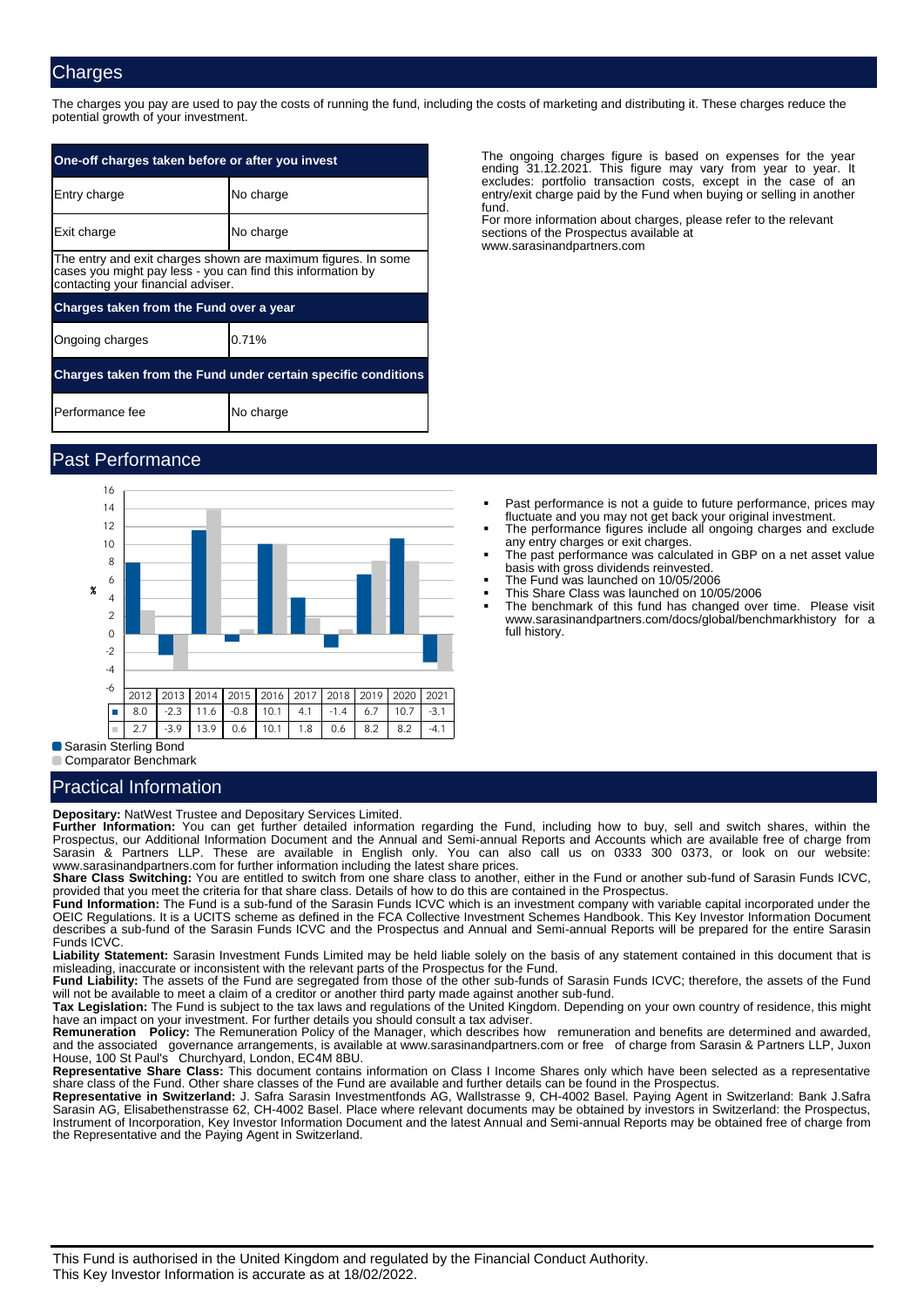## Charges

The charges you pay are used to pay the costs of running the fund, including the costs of marketing and distributing it. These charges reduce the potential growth of your investment.

| One-off charges taken before or after you invest | |
|---|---|
| Entry charge | No charge |
| Exit charge | No charge |
| The entry and exit charges shown are maximum figures. In some cases you might pay less - you can find this information by contacting your financial adviser. | |
| **Charges taken from the Fund over a year** | |
| Ongoing charges | 0.71% |
| **Charges taken from the Fund under certain specific conditions** | |
| Performance fee | No charge |

The ongoing charges figure is based on expenses for the year ending 31.12.2021. This figure may vary from year to year. It excludes: portfolio transaction costs, except in the case of an entry/exit charge paid by the Fund when buying or selling in another fund.

For more information about charges, please refer to the relevant sections of the Prospectus available at www.sarasinandpartners.com

## Past Performance

16
14
12
10
8
6
4
2
0
-2
-4
-6

%

2012 2013 2014 2015 2016 2017 2018 2019 2020 2021

8.0 -2.3 11.6 -0.8 10.1 4.1 -1.4 6.7 10.7 -3.1

2.7 -3.9 13.9 0.6 10.1 1.8 0.6 8.2 8.2 -4.1

Sarasin Sterling Bond

Comparator Benchmark

- Past performance is not a guide to future performance, prices may fluctuate and you may not get back your original investment.
- The performance figures include all ongoing charges and exclude any entry charges or exit charges.
- The past performance was calculated in GBP on a net asset value basis with gross dividends reinvested.
- The Fund was launched on 10/05/2006
- This Share Class was launched on 10/05/2006
- The benchmark of this fund has changed over time. Please visit www.sarasinandpartners.com/docs/global/benchmarkhistory for a full history.

## Practical Information

**Depositary:** NatWest Trustee and Depositary Services Limited.

**Further Information:** You can get further detailed information regarding the Fund, including how to buy, sell and switch shares, within the Prospectus, our Additional Information Document and the Annual and Semi-annual Reports and Accounts which are available free of charge from Sarasin & Partners LLP. These are available in English only. You can also call us on 0333 300 0373, or look on our website: www.sarasinandpartners.com for further information including the latest share prices.

**Share Class Switching:** You are entitled to switch from one share class to another, either in the Fund or another sub-fund of Sarasin Funds ICVC, provided that you meet the criteria for that share class. Details of how to do this are contained in the Prospectus.

**Fund Information:** The Fund is a sub-fund of the Sarasin Funds ICVC which is an investment company with variable capital incorporated under the OEIC Regulations. It is a UCITS scheme as defined in the FCA Collective Investment Schemes Handbook. This Key Investor Information Document describes a sub-fund of the Sarasin Funds ICVC and the Prospectus and Annual and Semi-annual Reports will be prepared for the entire Sarasin Funds ICVC.

**Liability Statement:** Sarasin Investment Funds Limited may be held liable solely on the basis of any statement contained in this document that is misleading, inaccurate or inconsistent with the relevant parts of the Prospectus for the Fund.

**Fund Liability:** The assets of the Fund are segregated from those of the other sub-funds of Sarasin Funds ICVC; therefore, the assets of the Fund will not be available to meet a claim of a creditor or another third party made against another sub-fund.

**Tax Legislation:** The Fund is subject to the tax laws and regulations of the United Kingdom. Depending on your own country of residence, this might have an impact on your investment. For further details you should consult a tax adviser.

**Remuneration Policy:** The Remuneration Policy of the Manager, which describes how remuneration and benefits are determined and awarded, and the associated governance arrangements, is available at www.sarasinandpartners.com or free of charge from Sarasin & Partners LLP, Juxon House, 100 St Paul's Churchyard, London, EC4M 8BU.

**Representative Share Class:** This document contains information on Class I Income Shares only which have been selected as a representative share class of the Fund. Other share classes of the Fund are available and further details can be found in the Prospectus.

**Representative in Switzerland:** J. Safra Sarasin Investmentfonds AG, Wallstrasse 9, CH-4002 Basel. Paying Agent in Switzerland: Bank J.Safra Sarasin AG, Elisabethenstrasse 62, CH-4002 Basel. Place where relevant documents may be obtained by investors in Switzerland: the Prospectus, Instrument of Incorporation, Key Investor Information Document and the latest Annual and Semi-annual Reports may be obtained free of charge from the Representative and the Paying Agent in Switzerland.

This Fund is authorised in the United Kingdom and regulated by the Financial Conduct Authority.
This Key Investor Information is accurate as at 18/02/2022.